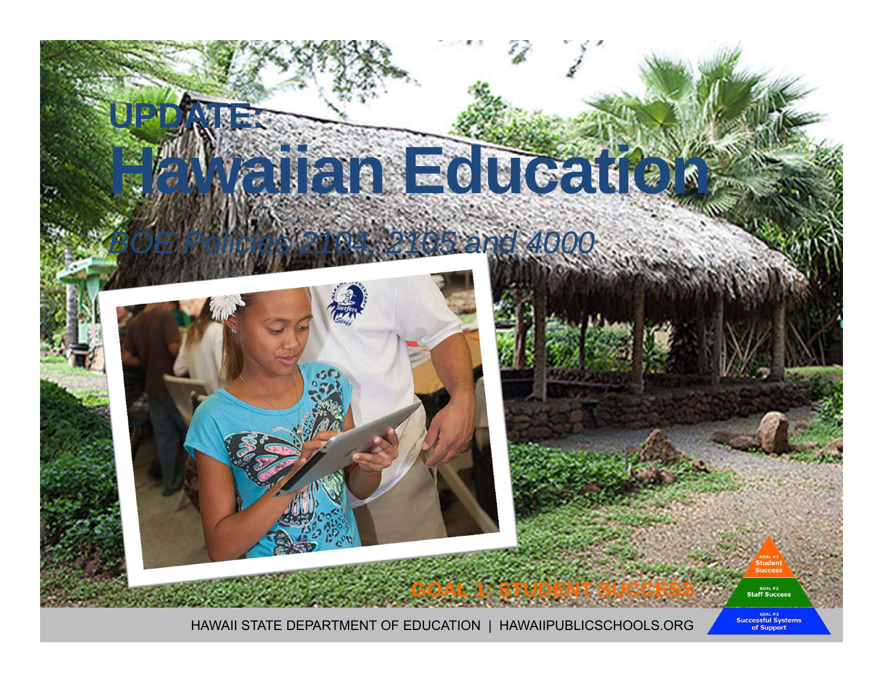UPDATE:

# Hawaiian Education

*BOE Policies 2104, 2105 and 4000*

GOAL 1: STUDENT SUCCESS

HAWAII STATE DEPARTMENT OF EDUCATION | HAWAIIPUBLICSCHOOLS.ORG

GOAL #1 Student Success

GOAL #2 Staff Success

GOAL #3 Successful Systems of Support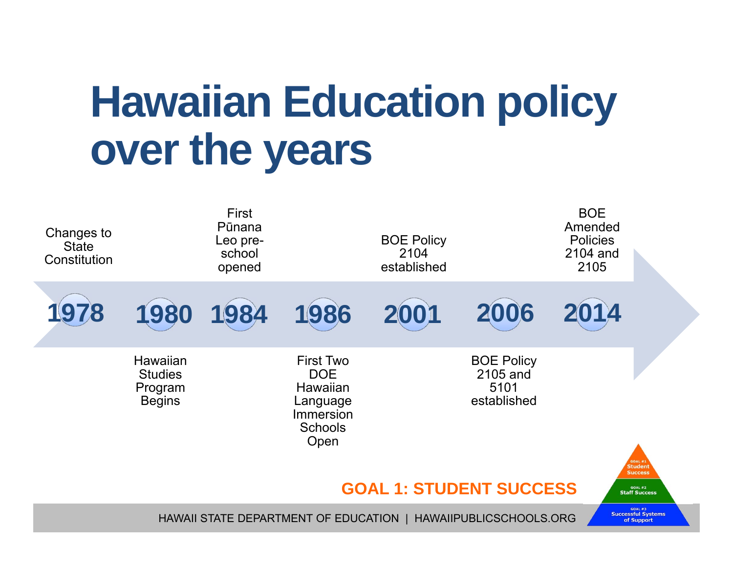# Hawaiian Education policy over the years

- **1978** – Changes to State Constitution
- **1980** – Hawaiian Studies Program Begins
- **1984** – First Pūnana Leo pre-school opened
- **1986** – First Two DOE Hawaiian Language Immersion Schools Open
- **2001** – BOE Policy 2104 established
- **2006** – BOE Policy 2105 and 5101 established
- **2014** – BOE Amended Policies 2104 and 2105

**GOAL 1: STUDENT SUCCESS**

GOAL #1 Student Success
GOAL #2 Staff Success
GOAL #3 Successful Systems of Support

HAWAII STATE DEPARTMENT OF EDUCATION | HAWAIIPUBLICSCHOOLS.ORG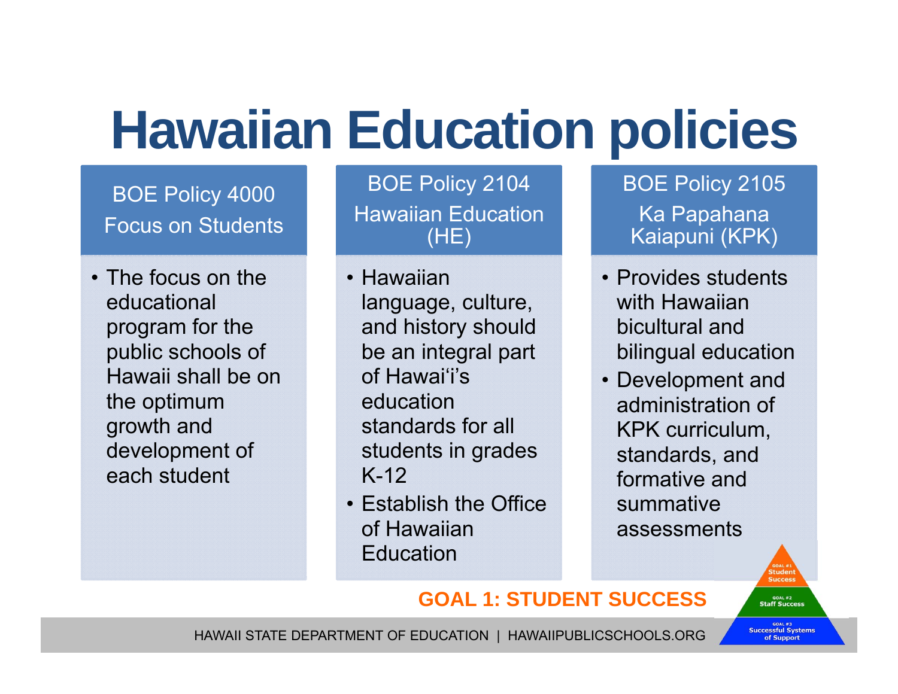# Hawaiian Education policies

## BOE Policy 4000 Focus on Students

- The focus on the educational program for the public schools of Hawaii shall be on the optimum growth and development of each student

## BOE Policy 2104 Hawaiian Education (HE)

- Hawaiian language, culture, and history should be an integral part of Hawai'i's education standards for all students in grades K-12
- Establish the Office of Hawaiian Education

## BOE Policy 2105 Ka Papahana Kaiapuni (KPK)

- Provides students with Hawaiian bicultural and bilingual education
- Development and administration of KPK curriculum, standards, and formative and summative assessments

**GOAL 1: STUDENT SUCCESS**

GOAL #1 Student Success
GOAL #2 Staff Success
GOAL #3 Successful Systems of Support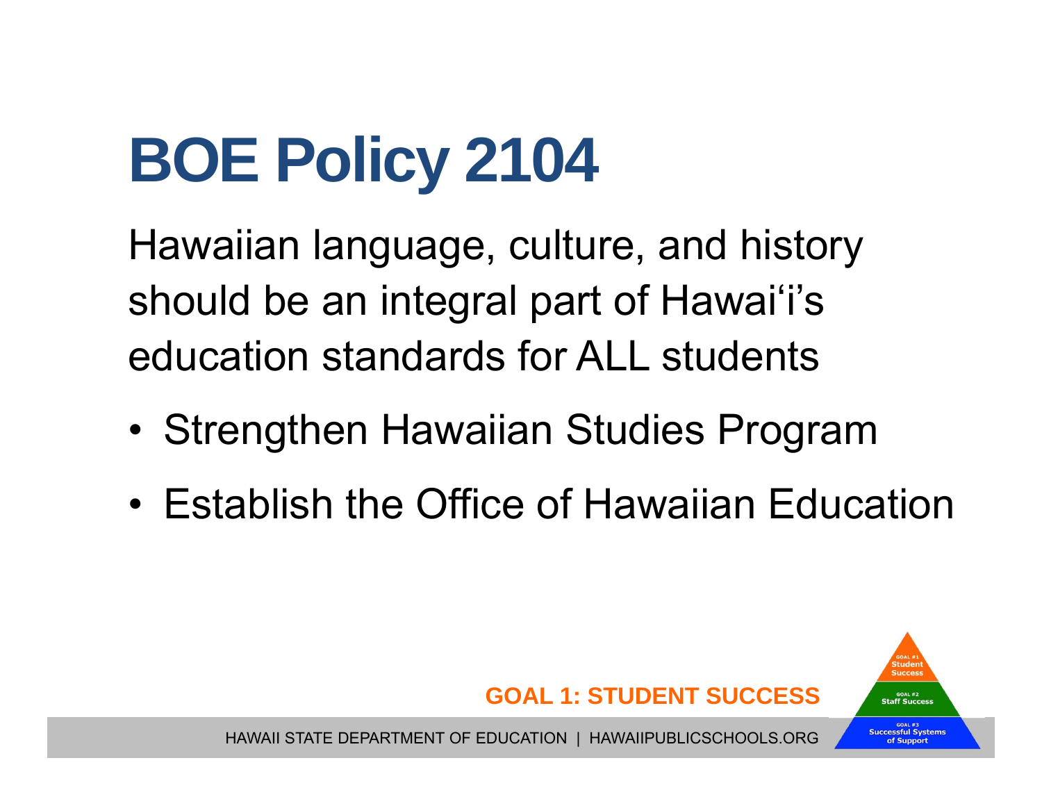# BOE Policy 2104

Hawaiian language, culture, and history should be an integral part of Hawai'i's education standards for ALL students

- Strengthen Hawaiian Studies Program
- Establish the Office of Hawaiian Education

**GOAL 1: STUDENT SUCCESS**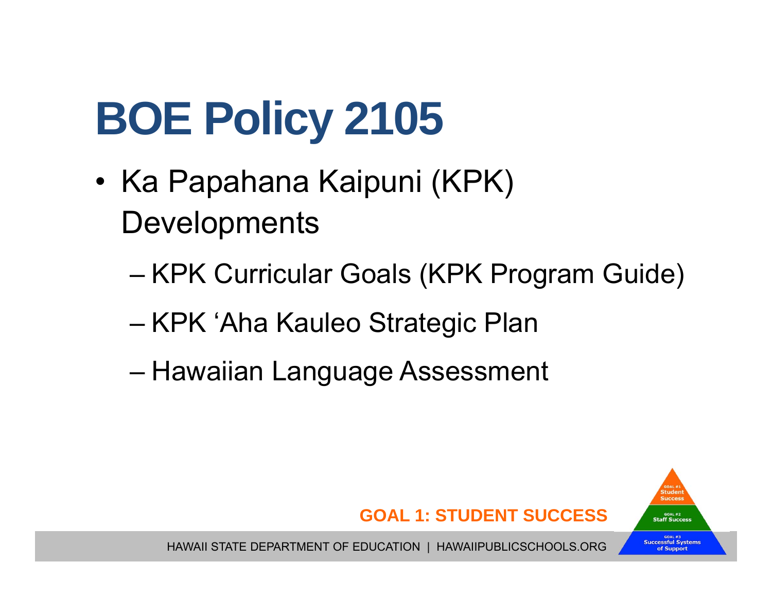# BOE Policy 2105

- Ka Papahana Kaipuni (KPK) Developments
  - KPK Curricular Goals (KPK Program Guide)
  - KPK ʻAha Kauleo Strategic Plan
  - Hawaiian Language Assessment

**GOAL 1: STUDENT SUCCESS**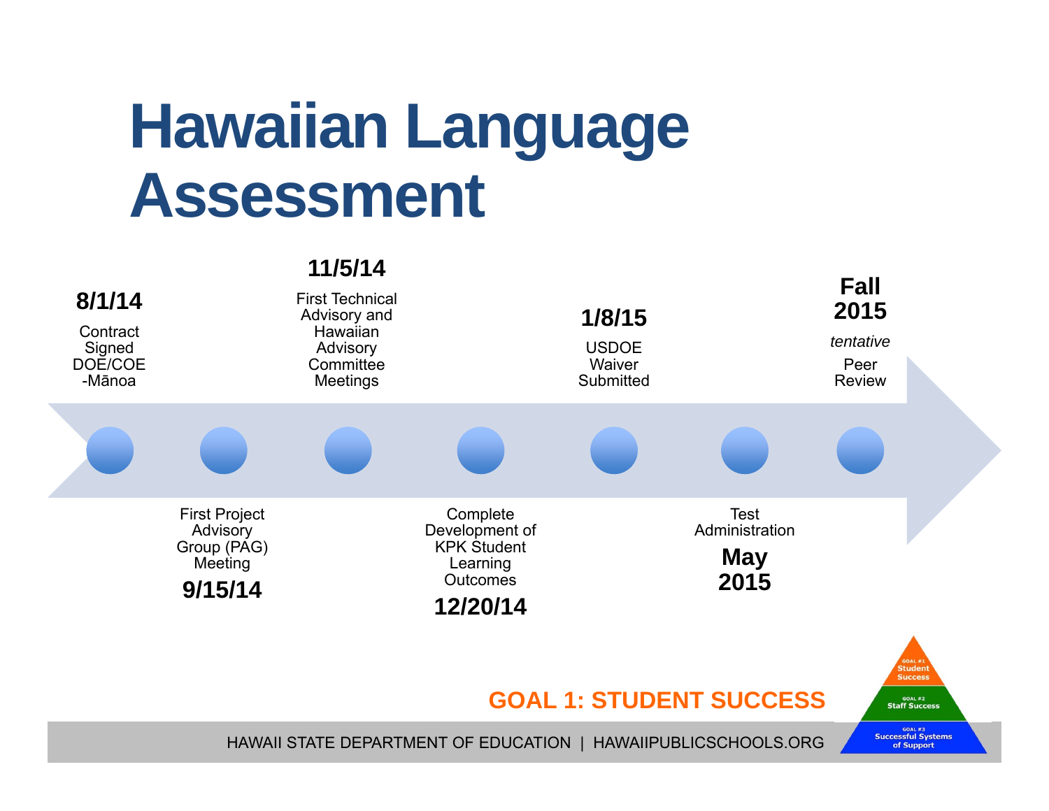# Hawaiian Language Assessment

- **8/1/14** — Contract Signed DOE/COE -Mānoa
- **9/15/14** — First Project Advisory Group (PAG) Meeting
- **11/5/14** — First Technical Advisory and Hawaiian Advisory Committee Meetings
- **12/20/14** — Complete Development of KPK Student Learning Outcomes
- **1/8/15** — USDOE Waiver Submitted
- **May 2015** — Test Administration
- **Fall 2015** — *tentative* Peer Review

GOAL 1: STUDENT SUCCESS

HAWAII STATE DEPARTMENT OF EDUCATION | HAWAIIPUBLICSCHOOLS.ORG

GOAL #1 Student Success

GOAL #2 Staff Success

GOAL #3 Successful Systems of Support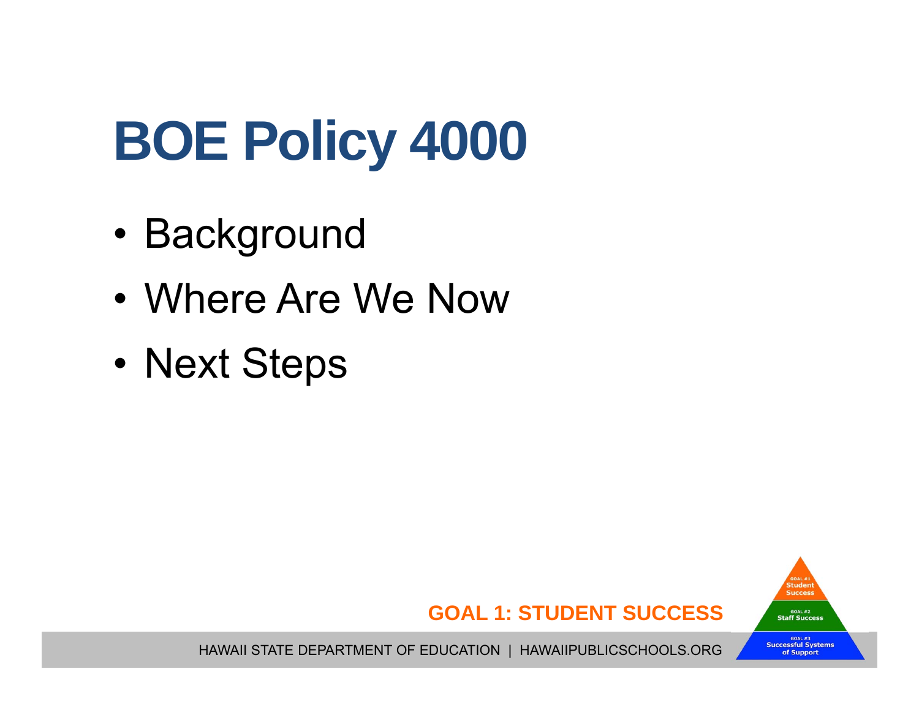# BOE Policy 4000

- Background
- Where Are We Now
- Next Steps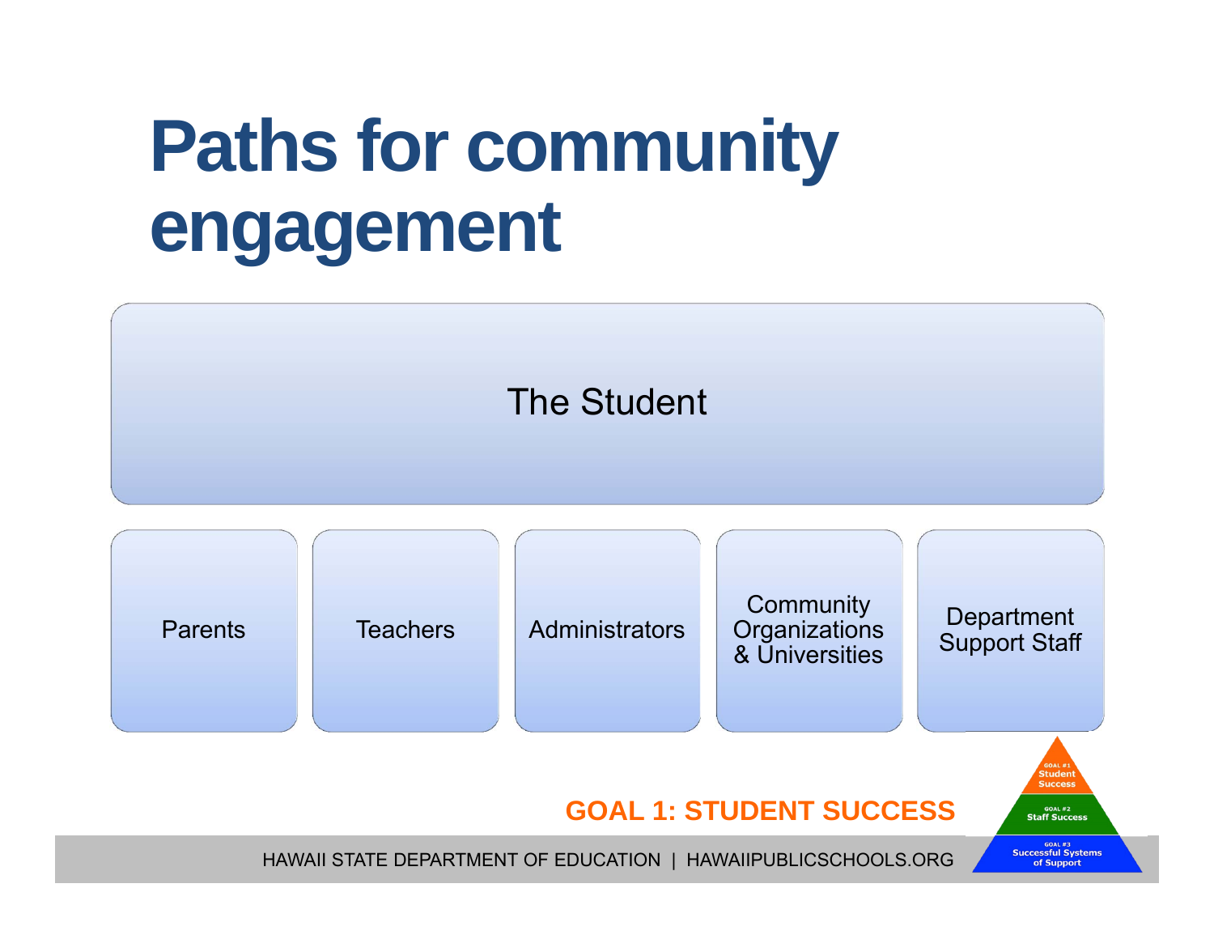# Paths for community engagement

The Student

- Parents
- Teachers
- Administrators
- Community Organizations & Universities
- Department Support Staff

**GOAL 1: STUDENT SUCCESS**

GOAL #1 Student Success
GOAL #2 Staff Success
GOAL #3 Successful Systems of Support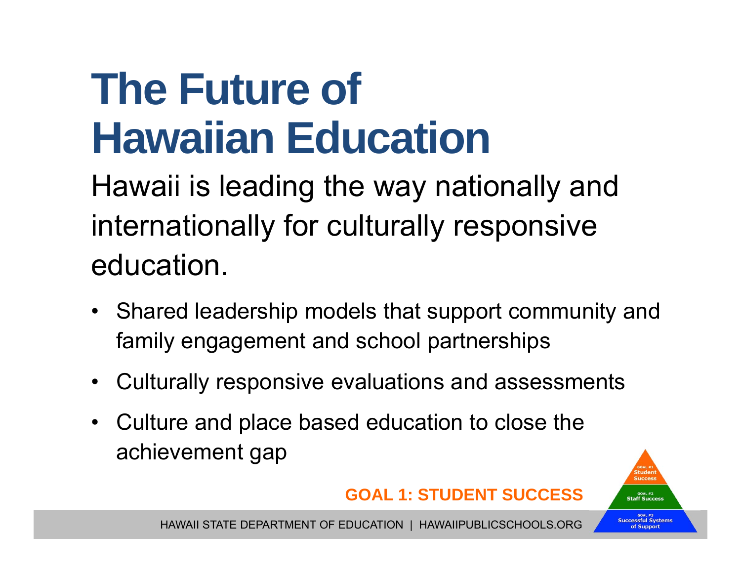# The Future of Hawaiian Education

Hawaii is leading the way nationally and internationally for culturally responsive education.

- Shared leadership models that support community and family engagement and school partnerships
- Culturally responsive evaluations and assessments
- Culture and place based education to close the achievement gap

**GOAL 1: STUDENT SUCCESS**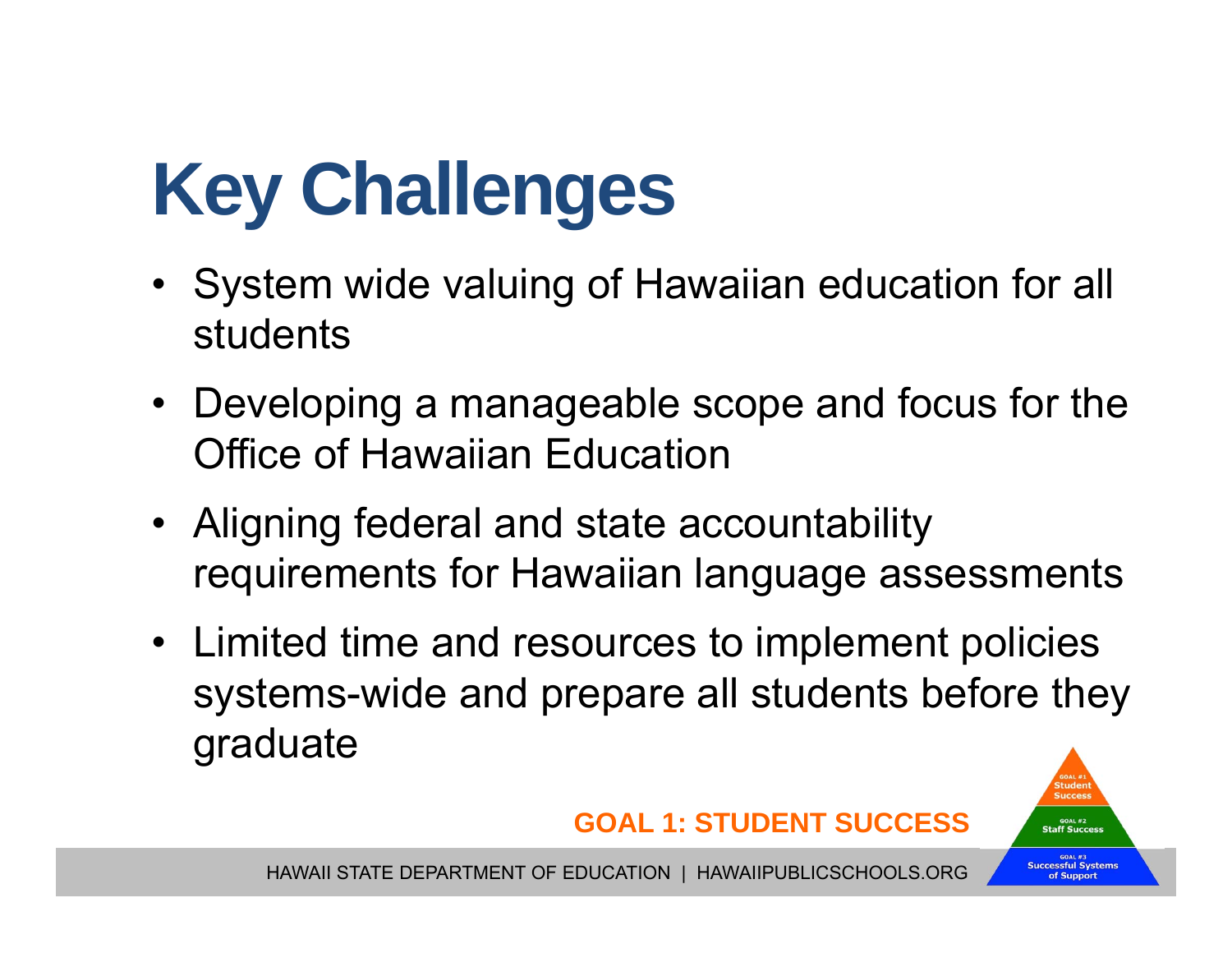# Key Challenges

- System wide valuing of Hawaiian education for all students
- Developing a manageable scope and focus for the Office of Hawaiian Education
- Aligning federal and state accountability requirements for Hawaiian language assessments
- Limited time and resources to implement policies systems-wide and prepare all students before they graduate

**GOAL 1: STUDENT SUCCESS**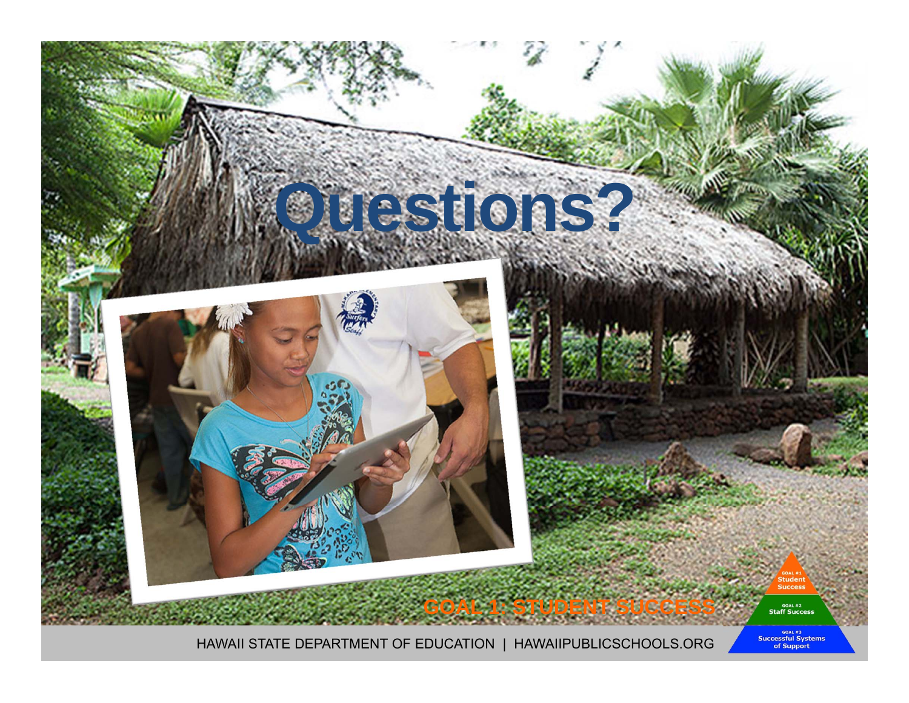# Questions?

GOAL 1: STUDENT SUCCESS

HAWAII STATE DEPARTMENT OF EDUCATION | HAWAIIPUBLICSCHOOLS.ORG

GOAL #1 Student Success

GOAL #2 Staff Success

GOAL #3 Successful Systems of Support